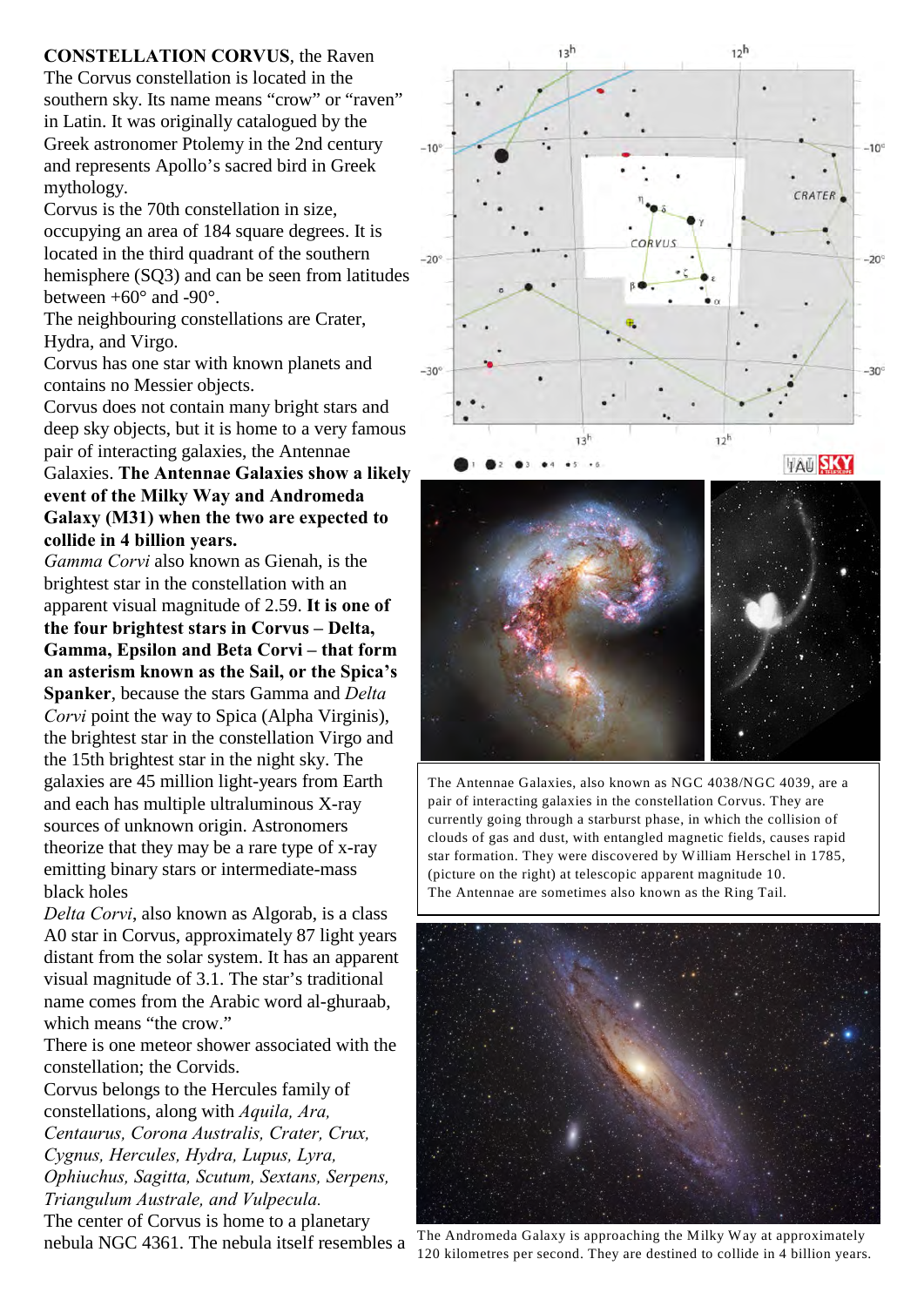**CONSTELLATION CORVUS**, the Raven

The Corvus constellation is located in the southern sky. Its name means "crow" or "raven" in Latin. It was originally catalogued by the Greek astronomer Ptolemy in the 2nd century and represents Apollo's sacred bird in Greek mythology.

Corvus is the 70th constellation in size, occupying an area of 184 square degrees. It is located in the third quadrant of the southern hemisphere (SQ3) and can be seen from latitudes between +60° and -90°.

The neighbouring constellations are Crater, Hydra, and Virgo.

Corvus has one star with known planets and contains no Messier objects.

Corvus does not contain many bright stars and deep sky objects, but it is home to a very famous pair of interacting galaxies, the Antennae Galaxies. **The Antennae Galaxies show a likely event of the Milky Way and Andromeda Galaxy (M31) when the two are expected to collide in 4 billion years.**

*Gamma Corvi* also known as Gienah, is the brightest star in the constellation with an apparent visual magnitude of 2.59. **It is one of the four brightest stars in Corvus – Delta, Gamma, Epsilon and Beta Corvi – that form an asterism known as the Sail, or the Spica's Spanker**, because the stars Gamma and *Delta Corvi* point the way to Spica (Alpha Virginis), the brightest star in the constellation Virgo and the 15th brightest star in the night sky. The galaxies are 45 million light-years from Earth and each has multiple ultraluminous X-ray sources of unknown origin. Astronomers theorize that they may be a rare type of x-ray emitting binary stars or intermediate-mass black holes

*Delta Corvi*, also known as Algorab, is a class A0 star in Corvus, approximately 87 light years distant from the solar system. It has an apparent visual magnitude of 3.1. The star's traditional name comes from the Arabic word al-ghuraab, which means "the crow."

There is one meteor shower associated with the constellation; the Corvids.

Corvus belongs to the Hercules family of constellations, along with *Aquila, Ara, Centaurus, Corona Australis, Crater, Crux, Cygnus, Hercules, Hydra, Lupus, Lyra, Ophiuchus, Sagitta, Scutum, Sextans, Serpens, Triangulum Australe, and Vulpecula.*

The center of Corvus is home to a planetary nebula NGC 4361. The nebula itself resembles a

The Antennae Galaxies, also known as NGC 4038/NGC 4039, are a pair of interacting galaxies in the constellation Corvus. They are currently going through a starburst phase, in which the collision of clouds of gas and dust, with entangled magnetic fields, causes rapid star formation. They were discovered by William Herschel in 1785, (picture on the right) at telescopic apparent magnitude 10. The Antennae are sometimes also known as the Ring Tail.

The Andromeda Galaxy is approaching the Milky Way at approximately 120 kilometres per second. They are destined to collide in 4 billion years.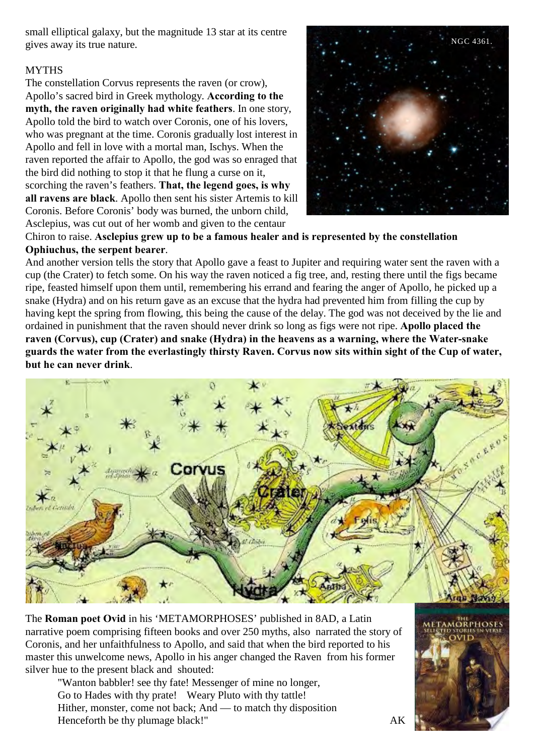small elliptical galaxy, but the magnitude 13 star at its centre gives away its true nature.

NGC 4361.

MYTHS

The constellation Corvus represents the raven (or crow), Apollo's sacred bird in Greek mythology. **According to the myth, the raven originally had white feathers**. In one story, Apollo told the bird to watch over Coronis, one of his lovers, who was pregnant at the time. Coronis gradually lost interest in Apollo and fell in love with a mortal man, Ischys. When the raven reported the affair to Apollo, the god was so enraged that the bird did nothing to stop it that he flung a curse on it, scorching the raven's feathers. **That, the legend goes, is why all ravens are black**. Apollo then sent his sister Artemis to kill Coronis. Before Coronis' body was burned, the unborn child, Asclepius, was cut out of her womb and given to the centaur Chiron to raise. **Asclepius grew up to be a famous healer and is represented by the constellation Ophiuchus, the serpent bearer**.

And another version tells the story that Apollo gave a feast to Jupiter and requiring water sent the raven with a cup (the Crater) to fetch some. On his way the raven noticed a fig tree, and, resting there until the figs became ripe, feasted himself upon them until, remembering his errand and fearing the anger of Apollo, he picked up a snake (Hydra) and on his return gave as an excuse that the hydra had prevented him from filling the cup by having kept the spring from flowing, this being the cause of the delay. The god was not deceived by the lie and ordained in punishment that the raven should never drink so long as figs were not ripe. **Apollo placed the raven (Corvus), cup (Crater) and snake (Hydra) in the heavens as a warning, where the Water-snake guards the water from the everlastingly thirsty Raven. Corvus now sits within sight of the Cup of water, but he can never drink**.

The **Roman poet Ovid** in his 'METAMORPHOSES' published in 8AD, a Latin narrative poem comprising fifteen books and over 250 myths, also narrated the story of Coronis, and her unfaithfulness to Apollo, and said that when the bird reported to his master this unwelcome news, Apollo in his anger changed the Raven from his former silver hue to the present black and shouted:

> "Wanton babbler! see thy fate! Messenger of mine no longer,
> Go to Hades with thy prate! Weary Pluto with thy tattle!
> Hither, monster, come not back; And — to match thy disposition
> Henceforth be thy plumage black!"

AK